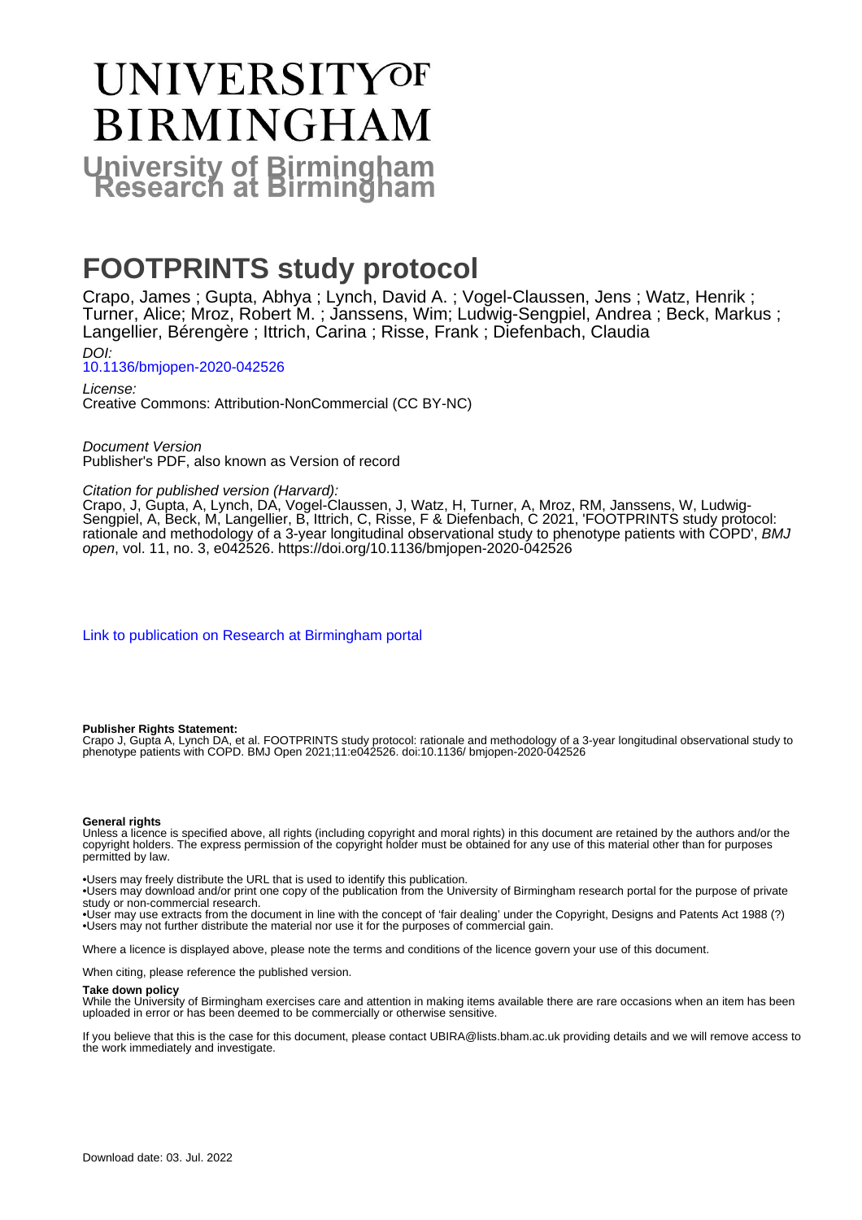# UNIVERSITY OF BIRMINGHAM

**University of Birmingham Research at Birmingham**

# FOOTPRINTS study protocol

Crapo, James ; Gupta, Abhya ; Lynch, David A. ; Vogel-Claussen, Jens ; Watz, Henrik ; Turner, Alice; Mroz, Robert M. ; Janssens, Wim; Ludwig-Sengpiel, Andrea ; Beck, Markus ; Langellier, Bérengère ; Ittrich, Carina ; Risse, Frank ; Diefenbach, Claudia

*DOI:*
10.1136/bmjopen-2020-042526

*License:*
Creative Commons: Attribution-NonCommercial (CC BY-NC)

*Document Version*
Publisher's PDF, also known as Version of record

*Citation for published version (Harvard):*
Crapo, J, Gupta, A, Lynch, DA, Vogel-Claussen, J, Watz, H, Turner, A, Mroz, RM, Janssens, W, Ludwig-Sengpiel, A, Beck, M, Langellier, B, Ittrich, C, Risse, F & Diefenbach, C 2021, 'FOOTPRINTS study protocol: rationale and methodology of a 3-year longitudinal observational study to phenotype patients with COPD', *BMJ open*, vol. 11, no. 3, e042526. https://doi.org/10.1136/bmjopen-2020-042526

Link to publication on Research at Birmingham portal

**Publisher Rights Statement:**
Crapo J, Gupta A, Lynch DA, et al. FOOTPRINTS study protocol: rationale and methodology of a 3-year longitudinal observational study to phenotype patients with COPD. BMJ Open 2021;11:e042526. doi:10.1136/ bmjopen-2020-042526

**General rights**
Unless a licence is specified above, all rights (including copyright and moral rights) in this document are retained by the authors and/or the copyright holders. The express permission of the copyright holder must be obtained for any use of this material other than for purposes permitted by law.

•Users may freely distribute the URL that is used to identify this publication.
•Users may download and/or print one copy of the publication from the University of Birmingham research portal for the purpose of private study or non-commercial research.
•User may use extracts from the document in line with the concept of 'fair dealing' under the Copyright, Designs and Patents Act 1988 (?)
•Users may not further distribute the material nor use it for the purposes of commercial gain.

Where a licence is displayed above, please note the terms and conditions of the licence govern your use of this document.

When citing, please reference the published version.

**Take down policy**
While the University of Birmingham exercises care and attention in making items available there are rare occasions when an item has been uploaded in error or has been deemed to be commercially or otherwise sensitive.

If you believe that this is the case for this document, please contact UBIRA@lists.bham.ac.uk providing details and we will remove access to the work immediately and investigate.

Download date: 03. Jul. 2022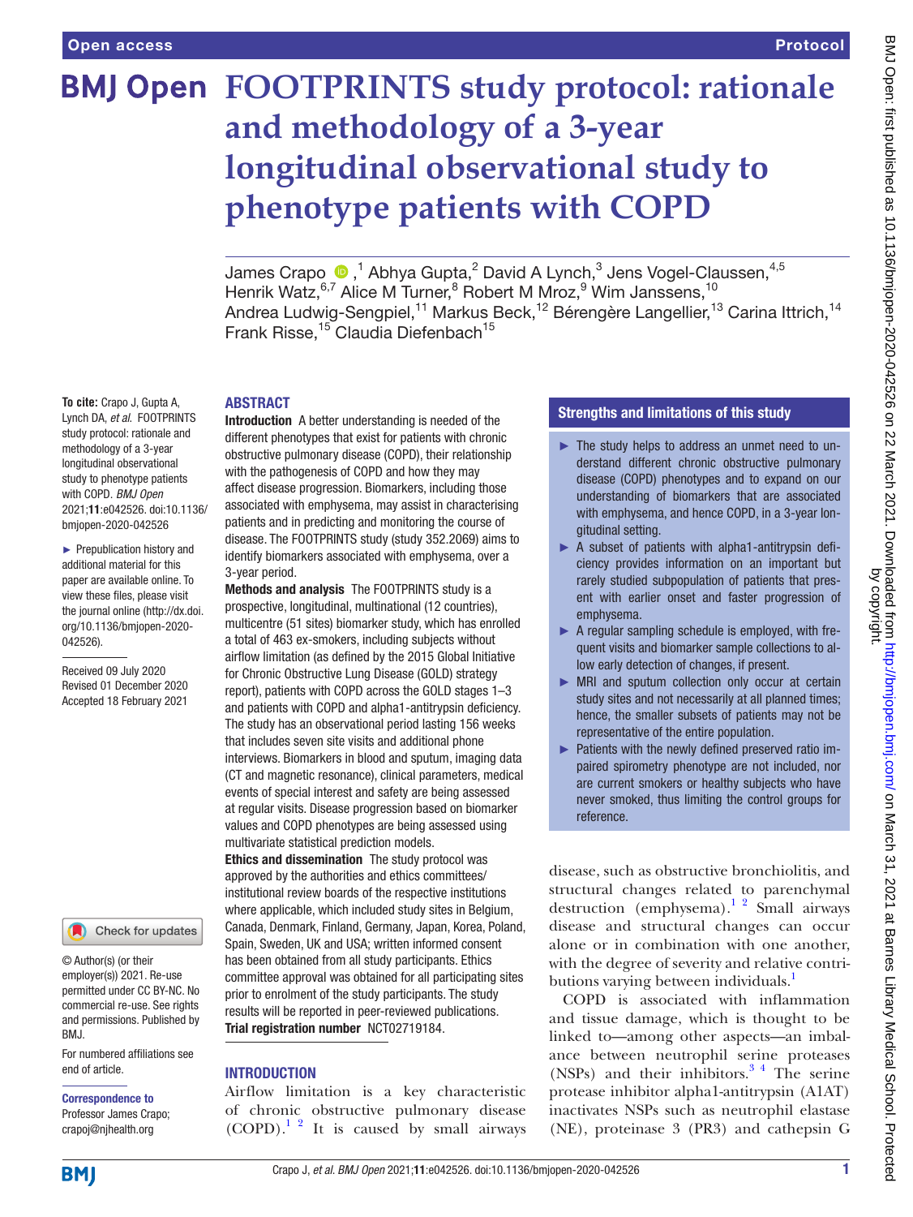# FOOTPRINTS study protocol: rationale and methodology of a 3-year longitudinal observational study to phenotype patients with COPD

James Crapo [1], Abhya Gupta [2], David A Lynch [3], Jens Vogel-Claussen [4,5], Henrik Watz [6,7], Alice M Turner [8], Robert M Mroz [9], Wim Janssens [10], Andrea Ludwig-Sengpiel [11], Markus Beck [12], Bérengère Langellier [13], Carina Ittrich [14], Frank Risse [15], Claudia Diefenbach [15]

**To cite:** Crapo J, Gupta A, Lynch DA, *et al.* FOOTPRINTS study protocol: rationale and methodology of a 3-year longitudinal observational study to phenotype patients with COPD. *BMJ Open* 2021;**11**:e042526. doi:10.1136/bmjopen-2020-042526

► Prepublication history and additional material for this paper are available online. To view these files, please visit the journal online (http://dx.doi.org/10.1136/bmjopen-2020-042526).

Received 09 July 2020
Revised 01 December 2020
Accepted 18 February 2021

© Author(s) (or their employer(s)) 2021. Re-use permitted under CC BY-NC. No commercial re-use. See rights and permissions. Published by BMJ.

For numbered affiliations see end of article.

**Correspondence to**
Professor James Crapo; crapoj@njhealth.org

## ABSTRACT

**Introduction** A better understanding is needed of the different phenotypes that exist for patients with chronic obstructive pulmonary disease (COPD), their relationship with the pathogenesis of COPD and how they may affect disease progression. Biomarkers, including those associated with emphysema, may assist in characterising patients and in predicting and monitoring the course of disease. The FOOTPRINTS study (study 352.2069) aims to identify biomarkers associated with emphysema, over a 3-year period.

**Methods and analysis** The FOOTPRINTS study is a prospective, longitudinal, multinational (12 countries), multicentre (51 sites) biomarker study, which has enrolled a total of 463 ex-smokers, including subjects without airflow limitation (as defined by the 2015 Global Initiative for Chronic Obstructive Lung Disease (GOLD) strategy report), patients with COPD across the GOLD stages 1–3 and patients with COPD and alpha1-antitrypsin deficiency. The study has an observational period lasting 156 weeks that includes seven site visits and additional phone interviews. Biomarkers in blood and sputum, imaging data (CT and magnetic resonance), clinical parameters, medical events of special interest and safety are being assessed at regular visits. Disease progression based on biomarker values and COPD phenotypes are being assessed using multivariate statistical prediction models.

**Ethics and dissemination** The study protocol was approved by the authorities and ethics committees/institutional review boards of the respective institutions where applicable, which included study sites in Belgium, Canada, Denmark, Finland, Germany, Japan, Korea, Poland, Spain, Sweden, UK and USA; written informed consent has been obtained from all study participants. Ethics committee approval was obtained for all participating sites prior to enrolment of the study participants. The study results will be reported in peer-reviewed publications.

**Trial registration number** NCT02719184.

## Strengths and limitations of this study

- ► The study helps to address an unmet need to understand different chronic obstructive pulmonary disease (COPD) phenotypes and to expand on our understanding of biomarkers that are associated with emphysema, and hence COPD, in a 3-year longitudinal setting.
- ► A subset of patients with alpha1-antitrypsin deficiency provides information on an important but rarely studied subpopulation of patients that present with earlier onset and faster progression of emphysema.
- ► A regular sampling schedule is employed, with frequent visits and biomarker sample collections to allow early detection of changes, if present.
- ► MRI and sputum collection only occur at certain study sites and not necessarily at all planned times; hence, the smaller subsets of patients may not be representative of the entire population.
- ► Patients with the newly defined preserved ratio impaired spirometry phenotype are not included, nor are current smokers or healthy subjects who have never smoked, thus limiting the control groups for reference.

## INTRODUCTION

Airflow limitation is a key characteristic of chronic obstructive pulmonary disease (COPD).[1,2] It is caused by small airways disease, such as obstructive bronchiolitis, and structural changes related to parenchymal destruction (emphysema).[1,2] Small airways disease and structural changes can occur alone or in combination with one another, with the degree of severity and relative contributions varying between individuals.[1]

COPD is associated with inflammation and tissue damage, which is thought to be linked to—among other aspects—an imbalance between neutrophil serine proteases (NSPs) and their inhibitors.[3,4] The serine protease inhibitor alpha1-antitrypsin (A1AT) inactivates NSPs such as neutrophil elastase (NE), proteinase 3 (PR3) and cathepsin G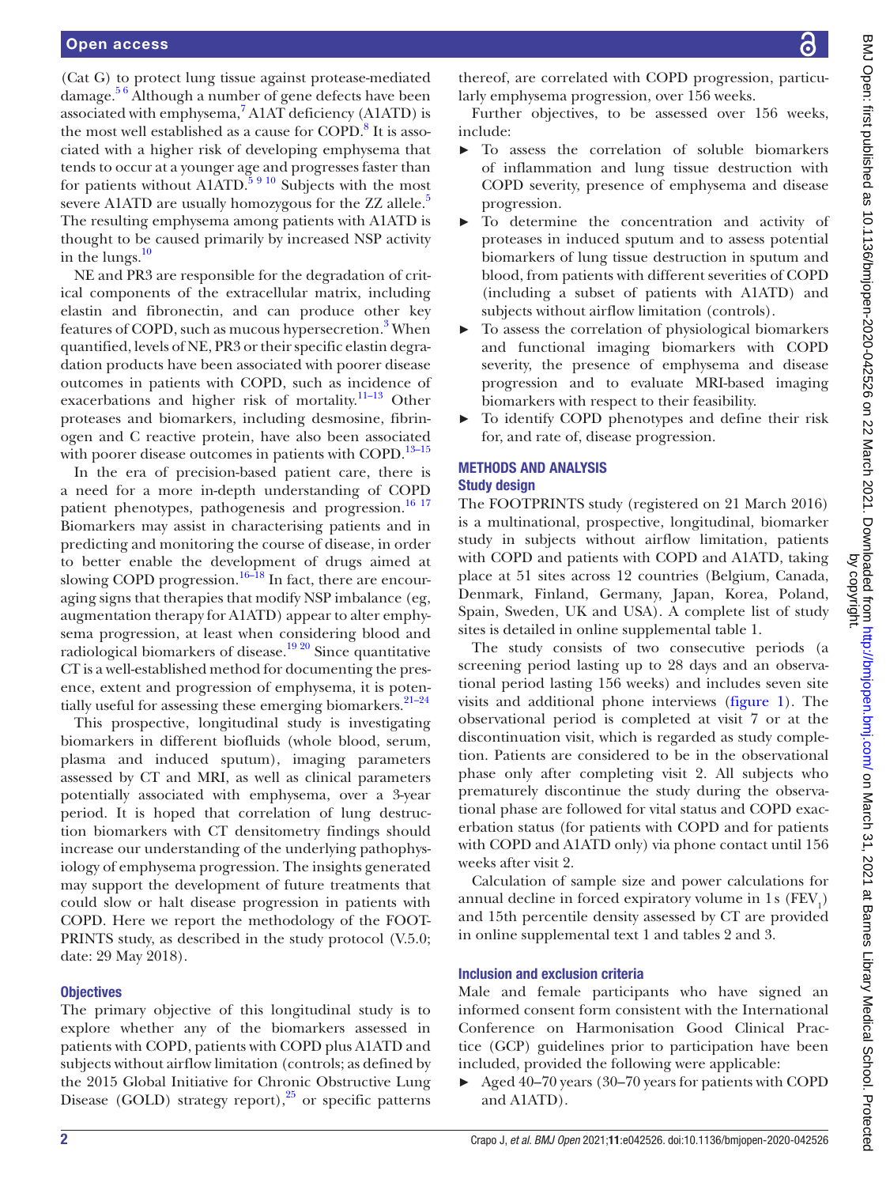(Cat G) to protect lung tissue against protease-mediated damage.[5,6] Although a number of gene defects have been associated with emphysema,[7] A1AT deficiency (A1ATD) is the most well established as a cause for COPD.[8] It is associated with a higher risk of developing emphysema that tends to occur at a younger age and progresses faster than for patients without A1ATD.[5,9,10] Subjects with the most severe A1ATD are usually homozygous for the ZZ allele.[5] The resulting emphysema among patients with A1ATD is thought to be caused primarily by increased NSP activity in the lungs.[10]

NE and PR3 are responsible for the degradation of critical components of the extracellular matrix, including elastin and fibronectin, and can produce other key features of COPD, such as mucous hypersecretion.[3] When quantified, levels of NE, PR3 or their specific elastin degradation products have been associated with poorer disease outcomes in patients with COPD, such as incidence of exacerbations and higher risk of mortality.[11–13] Other proteases and biomarkers, including desmosine, fibrinogen and C reactive protein, have also been associated with poorer disease outcomes in patients with COPD.[13–15]

In the era of precision-based patient care, there is a need for a more in-depth understanding of COPD patient phenotypes, pathogenesis and progression.[16,17] Biomarkers may assist in characterising patients and in predicting and monitoring the course of disease, in order to better enable the development of drugs aimed at slowing COPD progression.[16–18] In fact, there are encouraging signs that therapies that modify NSP imbalance (eg, augmentation therapy for A1ATD) appear to alter emphysema progression, at least when considering blood and radiological biomarkers of disease.[19,20] Since quantitative CT is a well-established method for documenting the presence, extent and progression of emphysema, it is potentially useful for assessing these emerging biomarkers.[21–24]

This prospective, longitudinal study is investigating biomarkers in different biofluids (whole blood, serum, plasma and induced sputum), imaging parameters assessed by CT and MRI, as well as clinical parameters potentially associated with emphysema, over a 3-year period. It is hoped that correlation of lung destruction biomarkers with CT densitometry findings should increase our understanding of the underlying pathophysiology of emphysema progression. The insights generated may support the development of future treatments that could slow or halt disease progression in patients with COPD. Here we report the methodology of the FOOTPRINTS study, as described in the study protocol (V.5.0; date: 29 May 2018).

### Objectives

The primary objective of this longitudinal study is to explore whether any of the biomarkers assessed in patients with COPD, patients with COPD plus A1ATD and subjects without airflow limitation (controls; as defined by the 2015 Global Initiative for Chronic Obstructive Lung Disease (GOLD) strategy report),[25] or specific patterns thereof, are correlated with COPD progression, particularly emphysema progression, over 156 weeks.

Further objectives, to be assessed over 156 weeks, include:

- To assess the correlation of soluble biomarkers of inflammation and lung tissue destruction with COPD severity, presence of emphysema and disease progression.
- To determine the concentration and activity of proteases in induced sputum and to assess potential biomarkers of lung tissue destruction in sputum and blood, from patients with different severities of COPD (including a subset of patients with A1ATD) and subjects without airflow limitation (controls).
- To assess the correlation of physiological biomarkers and functional imaging biomarkers with COPD severity, the presence of emphysema and disease progression and to evaluate MRI-based imaging biomarkers with respect to their feasibility.
- To identify COPD phenotypes and define their risk for, and rate of, disease progression.

## METHODS AND ANALYSIS

### Study design

The FOOTPRINTS study (registered on 21 March 2016) is a multinational, prospective, longitudinal, biomarker study in subjects without airflow limitation, patients with COPD and patients with COPD and A1ATD, taking place at 51 sites across 12 countries (Belgium, Canada, Denmark, Finland, Germany, Japan, Korea, Poland, Spain, Sweden, UK and USA). A complete list of study sites is detailed in online supplemental table 1.

The study consists of two consecutive periods (a screening period lasting up to 28 days and an observational period lasting 156 weeks) and includes seven site visits and additional phone interviews (figure 1). The observational period is completed at visit 7 or at the discontinuation visit, which is regarded as study completion. Patients are considered to be in the observational phase only after completing visit 2. All subjects who prematurely discontinue the study during the observational phase are followed for vital status and COPD exacerbation status (for patients with COPD and for patients with COPD and A1ATD only) via phone contact until 156 weeks after visit 2.

Calculation of sample size and power calculations for annual decline in forced expiratory volume in 1 s ($FEV_1$) and 15th percentile density assessed by CT are provided in online supplemental text 1 and tables 2 and 3.

### Inclusion and exclusion criteria

Male and female participants who have signed an informed consent form consistent with the International Conference on Harmonisation Good Clinical Practice (GCP) guidelines prior to participation have been included, provided the following were applicable:

- Aged 40–70 years (30–70 years for patients with COPD and A1ATD).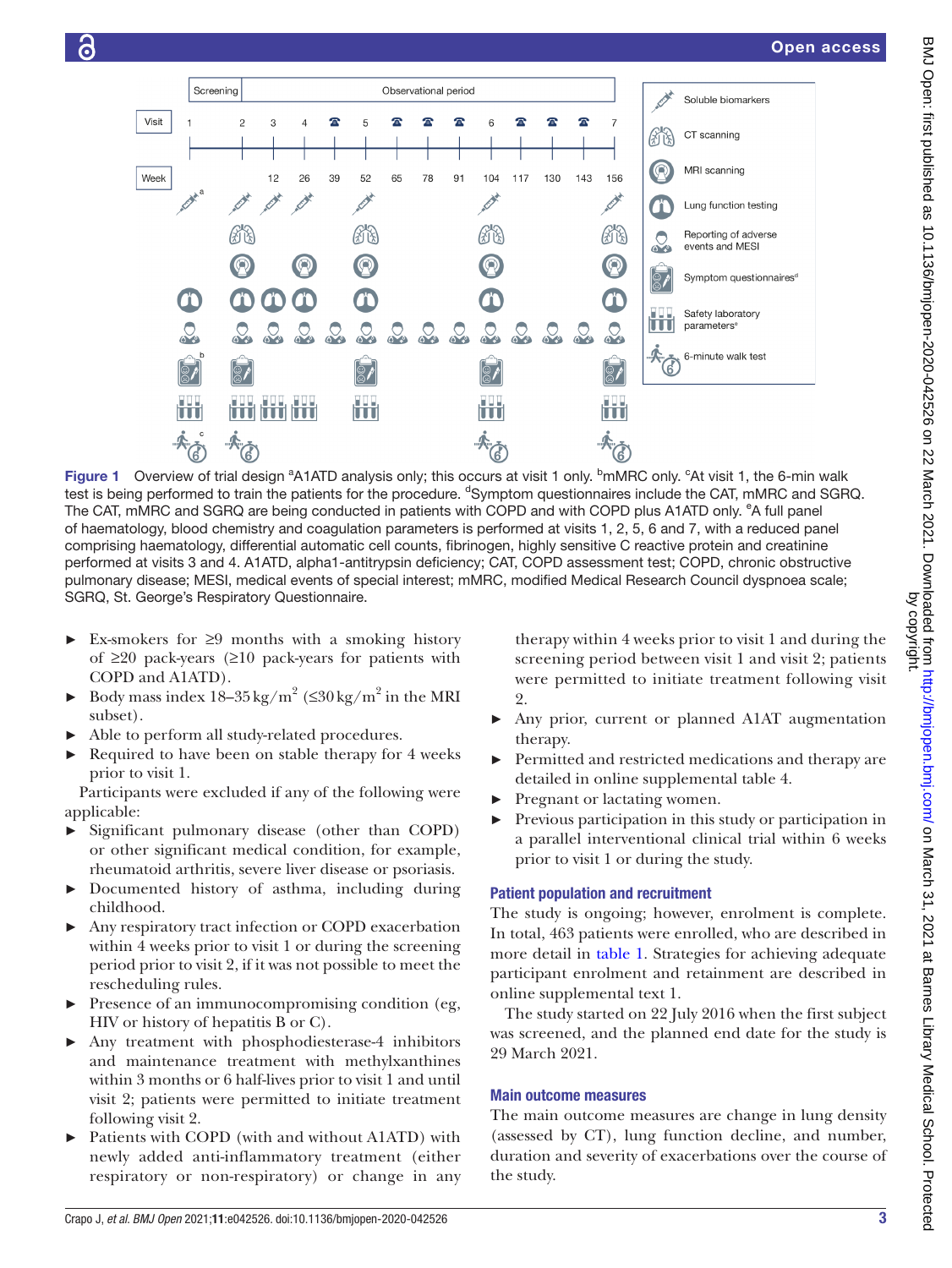Figure 1 Overview of trial design [a]A1ATD analysis only; this occurs at visit 1 only. [b]mMRC only. [c]At visit 1, the 6-min walk test is being performed to train the patients for the procedure. [d]Symptom questionnaires include the CAT, mMRC and SGRQ. The CAT, mMRC and SGRQ are being conducted in patients with COPD and with COPD plus A1ATD only. [e]A full panel of haematology, blood chemistry and coagulation parameters is performed at visits 1, 2, 5, 6 and 7, with a reduced panel comprising haematology, differential automatic cell counts, fibrinogen, highly sensitive C reactive protein and creatinine performed at visits 3 and 4. A1ATD, alpha1-antitrypsin deficiency; CAT, COPD assessment test; COPD, chronic obstructive pulmonary disease; MESI, medical events of special interest; mMRC, modified Medical Research Council dyspnoea scale; SGRQ, St. George's Respiratory Questionnaire.

- Ex-smokers for ≥9 months with a smoking history of ≥20 pack-years (≥10 pack-years for patients with COPD and A1ATD).
- Body mass index 18–35 kg/m$^2$ (≤30 kg/m$^2$ in the MRI subset).
- Able to perform all study-related procedures.
- Required to have been on stable therapy for 4 weeks prior to visit 1.

Participants were excluded if any of the following were applicable:

- Significant pulmonary disease (other than COPD) or other significant medical condition, for example, rheumatoid arthritis, severe liver disease or psoriasis.
- Documented history of asthma, including during childhood.
- Any respiratory tract infection or COPD exacerbation within 4 weeks prior to visit 1 or during the screening period prior to visit 2, if it was not possible to meet the rescheduling rules.
- Presence of an immunocompromising condition (eg, HIV or history of hepatitis B or C).
- Any treatment with phosphodiesterase-4 inhibitors and maintenance treatment with methylxanthines within 3 months or 6 half-lives prior to visit 1 and until visit 2; patients were permitted to initiate treatment following visit 2.
- Patients with COPD (with and without A1ATD) with newly added anti-inflammatory treatment (either respiratory or non-respiratory) or change in any therapy within 4 weeks prior to visit 1 and during the screening period between visit 1 and visit 2; patients were permitted to initiate treatment following visit 2.
- Any prior, current or planned A1AT augmentation therapy.
- Permitted and restricted medications and therapy are detailed in online supplemental table 4.
- Pregnant or lactating women.
- Previous participation in this study or participation in a parallel interventional clinical trial within 6 weeks prior to visit 1 or during the study.

## Patient population and recruitment

The study is ongoing; however, enrolment is complete. In total, 463 patients were enrolled, who are described in more detail in table 1. Strategies for achieving adequate participant enrolment and retention are described in online supplemental text 1.

The study started on 22 July 2016 when the first subject was screened, and the planned end date for the study is 29 March 2021.

## Main outcome measures

The main outcome measures are change in lung density (assessed by CT), lung function decline, and number, duration and severity of exacerbations over the course of the study.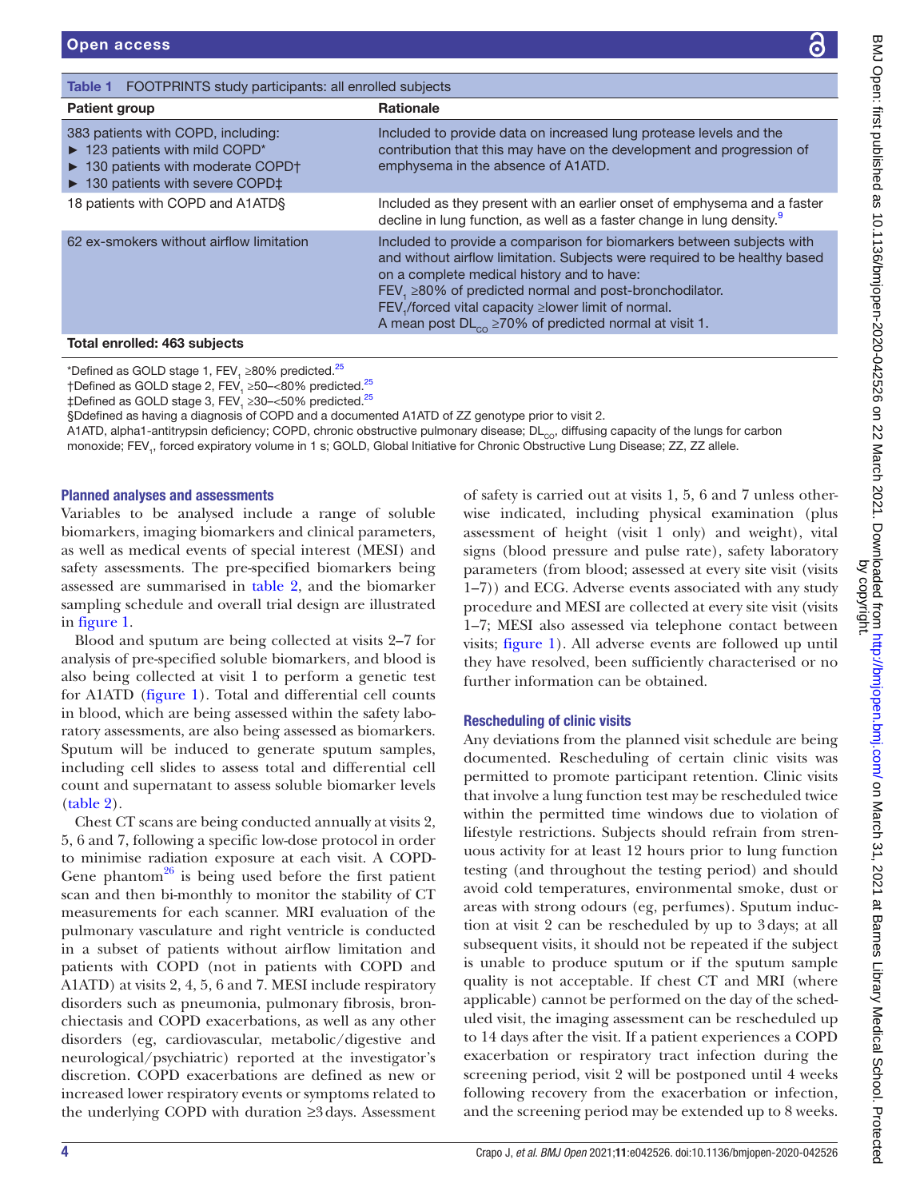**Table 1** FOOTPRINTS study participants: all enrolled subjects

| Patient group | Rationale |
|---|---|
| 383 patients with COPD, including:<br>► 123 patients with mild COPD*<br>► 130 patients with moderate COPD†<br>► 130 patients with severe COPD‡ | Included to provide data on increased lung protease levels and the contribution that this may have on the development and progression of emphysema in the absence of A1ATD. |
| 18 patients with COPD and A1ATD§ | Included as they present with an earlier onset of emphysema and a faster decline in lung function, as well as a faster change in lung density.[9] |
| 62 ex-smokers without airflow limitation | Included to provide a comparison for biomarkers between subjects with and without airflow limitation. Subjects were required to be healthy based on a complete medical history and to have:<br>$FEV_1$ ≥80% of predicted normal and post-bronchodilator.<br>$FEV_1$/forced vital capacity ≥lower limit of normal.<br>A mean post $DL_{CO}$ ≥70% of predicted normal at visit 1. |
| **Total enrolled: 463 subjects** | |

*Defined as GOLD stage 1, $FEV_1$ ≥80% predicted.[25]
†Defined as GOLD stage 2, $FEV_1$ ≥50–<80% predicted.[25]
‡Defined as GOLD stage 3, $FEV_1$ ≥30–<50% predicted.[25]
§Ddefined as having a diagnosis of COPD and a documented A1ATD of ZZ genotype prior to visit 2.
A1ATD, alpha1-antitrypsin deficiency; COPD, chronic obstructive pulmonary disease; $DL_{CO}$, diffusing capacity of the lungs for carbon monoxide; $FEV_1$, forced expiratory volume in 1 s; GOLD, Global Initiative for Chronic Obstructive Lung Disease; ZZ, ZZ allele.

## Planned analyses and assessments

Variables to be analysed include a range of soluble biomarkers, imaging biomarkers and clinical parameters, as well as medical events of special interest (MESI) and safety assessments. The pre-specified biomarkers being assessed are summarised in table 2, and the biomarker sampling schedule and overall trial design are illustrated in figure 1.

Blood and sputum are being collected at visits 2–7 for analysis of pre-specified soluble biomarkers, and blood is also being collected at visit 1 to perform a genetic test for A1ATD (figure 1). Total and differential cell counts in blood, which are being assessed within the safety laboratory assessments, are also being assessed as biomarkers. Sputum will be induced to generate sputum samples, including cell slides to assess total and differential cell count and supernatant to assess soluble biomarker levels (table 2).

Chest CT scans are being conducted annually at visits 2, 5, 6 and 7, following a specific low-dose protocol in order to minimise radiation exposure at each visit. A COPD-Gene phantom[26] is being used before the first patient scan and then bi-monthly to monitor the stability of CT measurements for each scanner. MRI evaluation of the pulmonary vasculature and right ventricle is conducted in a subset of patients without airflow limitation and patients with COPD (not in patients with COPD and A1ATD) at visits 2, 4, 5, 6 and 7. MESI include respiratory disorders such as pneumonia, pulmonary fibrosis, bronchiectasis and COPD exacerbations, as well as any other disorders (eg, cardiovascular, metabolic/digestive and neurological/psychiatric) reported at the investigator's discretion. COPD exacerbations are defined as new or increased lower respiratory events or symptoms related to the underlying COPD with duration ≥3 days. Assessment of safety is carried out at visits 1, 5, 6 and 7 unless otherwise indicated, including physical examination (plus assessment of height (visit 1 only) and weight), vital signs (blood pressure and pulse rate), safety laboratory parameters (from blood; assessed at every site visit (visits 1–7)) and ECG. Adverse events associated with any study procedure and MESI are collected at every site visit (visits 1–7; MESI also assessed via telephone contact between visits; figure 1). All adverse events are followed up until they have resolved, been sufficiently characterised or no further information can be obtained.

## Rescheduling of clinic visits

Any deviations from the planned visit schedule are being documented. Rescheduling of certain clinic visits was permitted to promote participant retention. Clinic visits that involve a lung function test may be rescheduled twice within the permitted time windows due to violation of lifestyle restrictions. Subjects should refrain from strenuous activity for at least 12 hours prior to lung function testing (and throughout the testing period) and should avoid cold temperatures, environmental smoke, dust or areas with strong odours (eg, perfumes). Sputum induction at visit 2 can be rescheduled by up to 3 days; at all subsequent visits, it should not be repeated if the subject is unable to produce sputum or if the sputum sample quality is not acceptable. If chest CT and MRI (where applicable) cannot be performed on the day of the scheduled visit, the imaging assessment can be rescheduled up to 14 days after the visit. If a patient experiences a COPD exacerbation or respiratory tract infection during the screening period, visit 2 will be postponed until 4 weeks following recovery from the exacerbation or infection, and the screening period may be extended up to 8 weeks.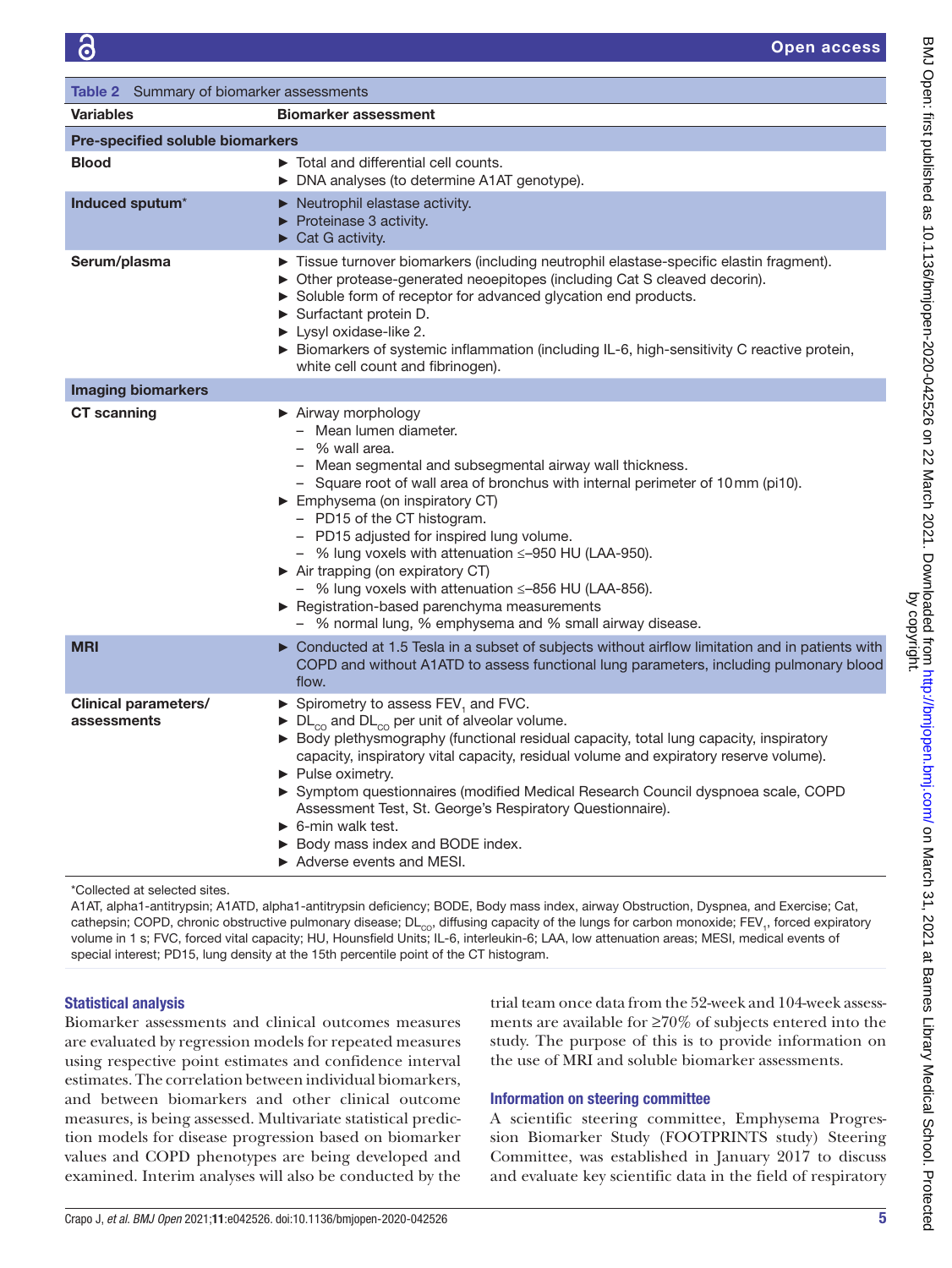**Table 2** Summary of biomarker assessments

| Variables | Biomarker assessment |
|---|---|
| **Pre-specified soluble biomarkers** | |
| **Blood** | ► Total and differential cell counts.<br>► DNA analyses (to determine A1AT genotype). |
| **Induced sputum*** | ► Neutrophil elastase activity.<br>► Proteinase 3 activity.<br>► Cat G activity. |
| **Serum/plasma** | ► Tissue turnover biomarkers (including neutrophil elastase-specific elastin fragment).<br>► Other protease-generated neoepitopes (including Cat S cleaved decorin).<br>► Soluble form of receptor for advanced glycation end products.<br>► Surfactant protein D.<br>► Lysyl oxidase-like 2.<br>► Biomarkers of systemic inflammation (including IL-6, high-sensitivity C reactive protein, white cell count and fibrinogen). |
| **Imaging biomarkers** | |
| **CT scanning** | ► Airway morphology<br>– Mean lumen diameter.<br>– % wall area.<br>– Mean segmental and subsegmental airway wall thickness.<br>– Square root of wall area of bronchus with internal perimeter of 10 mm (pi10).<br>► Emphysema (on inspiratory CT)<br>– PD15 of the CT histogram.<br>– PD15 adjusted for inspired lung volume.<br>– % lung voxels with attenuation ≤–950 HU (LAA-950).<br>► Air trapping (on expiratory CT)<br>– % lung voxels with attenuation ≤–856 HU (LAA-856).<br>► Registration-based parenchyma measurements<br>– % normal lung, % emphysema and % small airway disease. |
| **MRI** | ► Conducted at 1.5 Tesla in a subset of subjects without airflow limitation and in patients with COPD and without A1ATD to assess functional lung parameters, including pulmonary blood flow. |
| **Clinical parameters/ assessments** | ► Spirometry to assess $FEV_1$ and FVC.<br>► $DL_{CO}$ and $DL_{CO}$ per unit of alveolar volume.<br>► Body plethysmography (functional residual capacity, total lung capacity, inspiratory capacity, inspiratory vital capacity, residual volume and expiratory reserve volume).<br>► Pulse oximetry.<br>► Symptom questionnaires (modified Medical Research Council dyspnoea scale, COPD Assessment Test, St. George's Respiratory Questionnaire).<br>► 6-min walk test.<br>► Body mass index and BODE index.<br>► Adverse events and MESI. |

*Collected at selected sites.

A1AT, alpha1-antitrypsin; A1ATD, alpha1-antitrypsin deficiency; BODE, Body mass index, airway Obstruction, Dyspnea, and Exercise; Cat, cathepsin; COPD, chronic obstructive pulmonary disease; $DL_{CO}$, diffusing capacity of the lungs for carbon monoxide; $FEV_1$, forced expiratory volume in 1 s; FVC, forced vital capacity; HU, Hounsfield Units; IL-6, interleukin-6; LAA, low attenuation areas; MESI, medical events of special interest; PD15, lung density at the 15th percentile point of the CT histogram.

## Statistical analysis

Biomarker assessments and clinical outcomes measures are evaluated by regression models for repeated measures using respective point estimates and confidence interval estimates. The correlation between individual biomarkers, and between biomarkers and other clinical outcome measures, is being assessed. Multivariate statistical prediction models for disease progression based on biomarker values and COPD phenotypes are being developed and examined. Interim analyses will also be conducted by the trial team once data from the 52-week and 104-week assessments are available for ≥70% of subjects entered into the study. The purpose of this is to provide information on the use of MRI and soluble biomarker assessments.

## Information on steering committee

A scientific steering committee, Emphysema Progression Biomarker Study (FOOTPRINTS study) Steering Committee, was established in January 2017 to discuss and evaluate key scientific data in the field of respiratory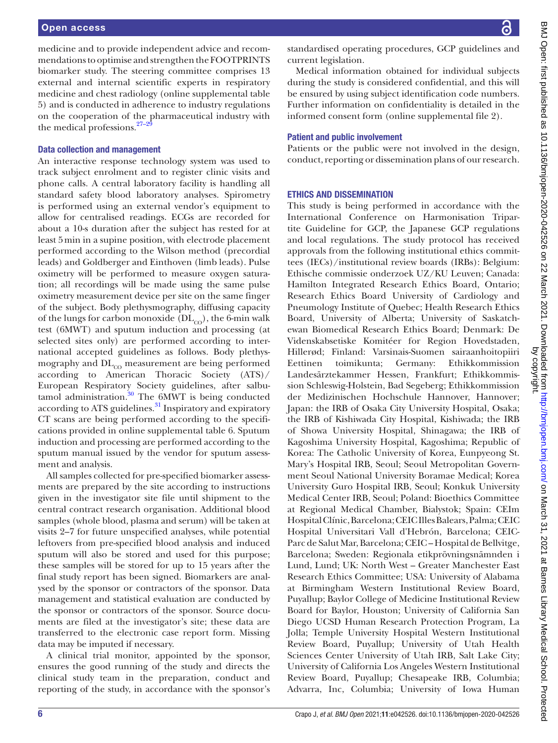medicine and to provide independent advice and recommendations to optimise and strengthen the FOOTPRINTS biomarker study. The steering committee comprises 13 external and internal scientific experts in respiratory medicine and chest radiology (online supplemental table 5) and is conducted in adherence to industry regulations on the cooperation of the pharmaceutical industry with the medical professions.[27–29]

### Data collection and management

An interactive response technology system was used to track subject enrolment and to register clinic visits and phone calls. A central laboratory facility is handling all standard safety blood laboratory analyses. Spirometry is performed using an external vendor's equipment to allow for centralised readings. ECGs are recorded for about a 10-s duration after the subject has rested for at least 5 min in a supine position, with electrode placement performed according to the Wilson method (precordial leads) and Goldberger and Einthoven (limb leads). Pulse oximetry will be performed to measure oxygen saturation; all recordings will be made using the same pulse oximetry measurement device per site on the same finger of the subject. Body plethysmography, diffusing capacity of the lungs for carbon monoxide ($DL_{CO}$), the 6-min walk test (6MWT) and sputum induction and processing (at selected sites only) are performed according to international accepted guidelines as follows. Body plethysmography and $DL_{CO}$ measurement are being performed according to American Thoracic Society (ATS)/European Respiratory Society guidelines, after salbutamol administration.[30] The 6MWT is being conducted according to ATS guidelines.[31] Inspiratory and expiratory CT scans are being performed according to the specifications provided in online supplemental table 6. Sputum induction and processing are performed according to the sputum manual issued by the vendor for sputum assessment and analysis.

All samples collected for pre-specified biomarker assessments are prepared by the site according to instructions given in the investigator site file until shipment to the central contract research organisation. Additional blood samples (whole blood, plasma and serum) will be taken at visits 2–7 for future unspecified analyses, while potential leftovers from pre-specified blood analysis and induced sputum will also be stored and used for this purpose; these samples will be stored for up to 15 years after the final study report has been signed. Biomarkers are analysed by the sponsor or contractors of the sponsor. Data management and statistical evaluation are conducted by the sponsor or contractors of the sponsor. Source documents are filed at the investigator's site; these data are transferred to the electronic case report form. Missing data may be imputed if necessary.

A clinical trial monitor, appointed by the sponsor, ensures the good running of the study and directs the clinical study team in the preparation, conduct and reporting of the study, in accordance with the sponsor's standardised operating procedures, GCP guidelines and current legislation.

Medical information obtained for individual subjects during the study is considered confidential, and this will be ensured by using subject identification code numbers. Further information on confidentiality is detailed in the informed consent form (online supplemental file 2).

### Patient and public involvement

Patients or the public were not involved in the design, conduct, reporting or dissemination plans of our research.

## ETHICS AND DISSEMINATION

This study is being performed in accordance with the International Conference on Harmonisation Tripartite Guideline for GCP, the Japanese GCP regulations and local regulations. The study protocol has received approvals from the following institutional ethics committees (IECs)/institutional review boards (IRBs): Belgium: Ethische commissie onderzoek UZ/KU Leuven; Canada: Hamilton Integrated Research Ethics Board, Ontario; Research Ethics Board University of Cardiology and Pneumology Institute of Quebec; Health Research Ethics Board, University of Alberta; University of Saskatchewan Biomedical Research Ethics Board; Denmark: De Videnskabsetiske Komitéer for Region Hovedstaden, Hillerød; Finland: Varsinais-Suomen sairaanhoitopiiri Eettinen toimikunta; Germany: Ethikkommission Landesärztekammer Hessen, Frankfurt; Ethikkommission Schleswig-Holstein, Bad Segeberg; Ethikkommission der Medizinischen Hochschule Hannover, Hannover; Japan: the IRB of Osaka City University Hospital, Osaka; the IRB of Kishiwada City Hospital, Kishiwada; the IRB of Showa University Hospital, Shinagawa; the IRB of Kagoshima University Hospital, Kagoshima; Republic of Korea: The Catholic University of Korea, Eunpyeong St. Mary's Hospital IRB, Seoul; Seoul Metropolitan Government Seoul National University Boramae Medical; Korea University Guro Hospital IRB, Seoul; Konkuk University Medical Center IRB, Seoul; Poland: Bioethics Committee at Regional Medical Chamber, Bialystok; Spain: CEIm Hospital Clínic, Barcelona; CEIC Illes Balears, Palma; CEIC Hospital Universitari Vall d'Hebrón, Barcelona; CEIC-Parc de Salut Mar, Barcelona; CEIC – Hospital de Bellvitge, Barcelona; Sweden: Regionala etikprövningsnämnden i Lund, Lund; UK: North West – Greater Manchester East Research Ethics Committee; USA: University of Alabama at Birmingham Western Institutional Review Board, Puyallup; Baylor College of Medicine Institutional Review Board for Baylor, Houston; University of California San Diego UCSD Human Research Protection Program, La Jolla; Temple University Hospital Western Institutional Review Board, Puyallup; University of Utah Health Sciences Center University of Utah IRB, Salt Lake City; University of California Los Angeles Western Institutional Review Board, Puyallup; Chesapeake IRB, Columbia; Advarra, Inc, Columbia; University of Iowa Human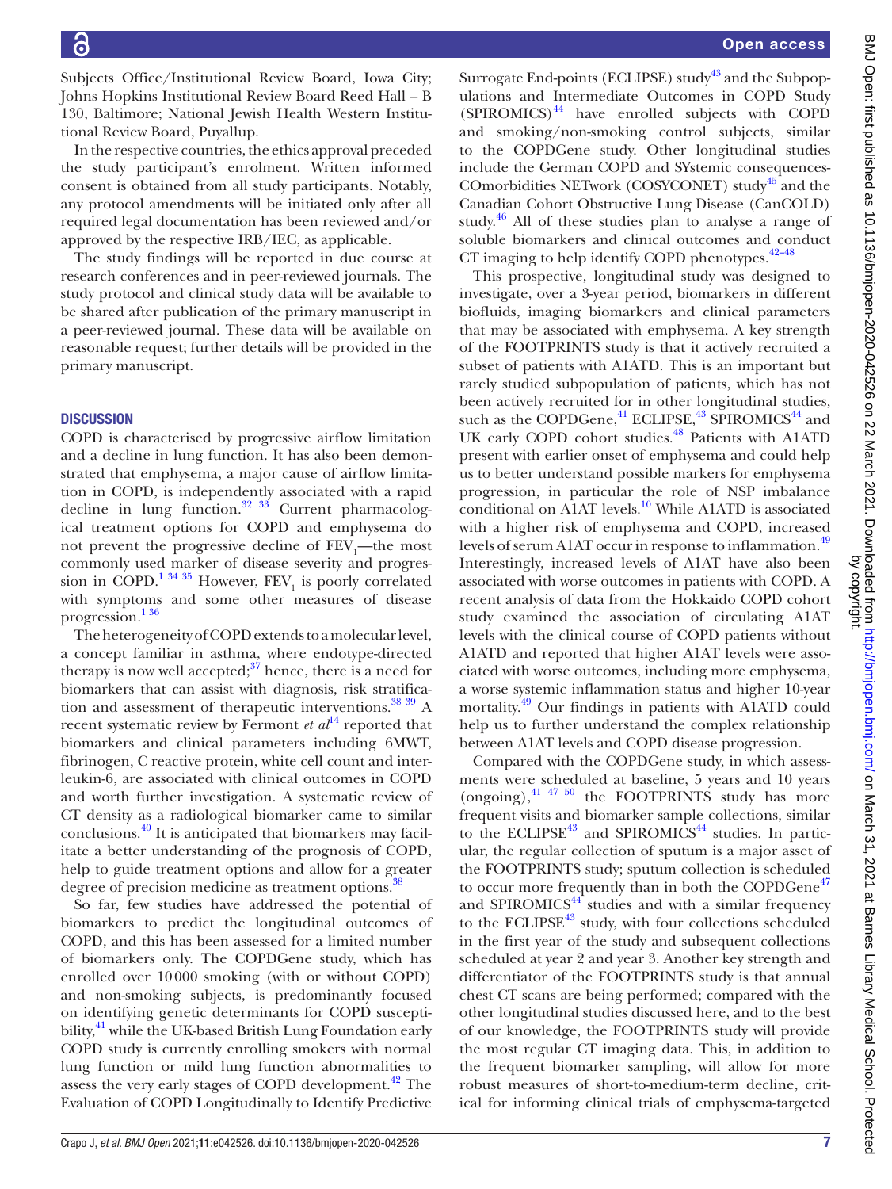Subjects Office/Institutional Review Board, Iowa City; Johns Hopkins Institutional Review Board Reed Hall – B 130, Baltimore; National Jewish Health Western Institutional Review Board, Puyallup.

In the respective countries, the ethics approval preceded the study participant's enrolment. Written informed consent is obtained from all study participants. Notably, any protocol amendments will be initiated only after all required legal documentation has been reviewed and/or approved by the respective IRB/IEC, as applicable.

The study findings will be reported in due course at research conferences and in peer-reviewed journals. The study protocol and clinical study data will be available to be shared after publication of the primary manuscript in a peer-reviewed journal. These data will be available on reasonable request; further details will be provided in the primary manuscript.

## DISCUSSION

COPD is characterised by progressive airflow limitation and a decline in lung function. It has also been demonstrated that emphysema, a major cause of airflow limitation in COPD, is independently associated with a rapid decline in lung function.[32 33] Current pharmacological treatment options for COPD and emphysema do not prevent the progressive decline of $FEV_1$—the most commonly used marker of disease severity and progression in COPD.[1 34 35] However, $FEV_1$ is poorly correlated with symptoms and some other measures of disease progression.[1 36]

The heterogeneity of COPD extends to a molecular level, a concept familiar in asthma, where endotype-directed therapy is now well accepted;[37] hence, there is a need for biomarkers that can assist with diagnosis, risk stratification and assessment of therapeutic interventions.[38 39] A recent systematic review by Fermont *et al*[14] reported that biomarkers and clinical parameters including 6MWT, fibrinogen, C reactive protein, white cell count and interleukin-6, are associated with clinical outcomes in COPD and worth further investigation. A systematic review of CT density as a radiological biomarker came to similar conclusions.[40] It is anticipated that biomarkers may facilitate a better understanding of the prognosis of COPD, help to guide treatment options and allow for a greater degree of precision medicine as treatment options.[38]

So far, few studies have addressed the potential of biomarkers to predict the longitudinal outcomes of COPD, and this has been assessed for a limited number of biomarkers only. The COPDGene study, which has enrolled over 10000 smoking (with or without COPD) and non-smoking subjects, is predominantly focused on identifying genetic determinants for COPD susceptibility,[41] while the UK-based British Lung Foundation early COPD study is currently enrolling smokers with normal lung function or mild lung function abnormalities to assess the very early stages of COPD development.[42] The Evaluation of COPD Longitudinally to Identify Predictive Surrogate End-points (ECLIPSE) study[43] and the Subpopulations and Intermediate Outcomes in COPD Study (SPIROMICS)[44] have enrolled subjects with COPD and smoking/non-smoking control subjects, similar to the COPDGene study. Other longitudinal studies include the German COPD and SYstemic consequences-COmorbidities NETwork (COSYCONET) study[45] and the Canadian Cohort Obstructive Lung Disease (CanCOLD) study.[46] All of these studies plan to analyse a range of soluble biomarkers and clinical outcomes and conduct CT imaging to help identify COPD phenotypes.[42–48]

This prospective, longitudinal study was designed to investigate, over a 3-year period, biomarkers in different biofluids, imaging biomarkers and clinical parameters that may be associated with emphysema. A key strength of the FOOTPRINTS study is that it actively recruited a subset of patients with A1ATD. This is an important but rarely studied subpopulation of patients, which has not been actively recruited for in other longitudinal studies, such as the COPDGene,[41] ECLIPSE,[43] SPIROMICS[44] and UK early COPD cohort studies.[48] Patients with A1ATD present with earlier onset of emphysema and could help us to better understand possible markers for emphysema progression, in particular the role of NSP imbalance conditional on A1AT levels.[10] While A1ATD is associated with a higher risk of emphysema and COPD, increased levels of serum A1AT occur in response to inflammation.[49] Interestingly, increased levels of A1AT have also been associated with worse outcomes in patients with COPD. A recent analysis of data from the Hokkaido COPD cohort study examined the association of circulating A1AT levels with the clinical course of COPD patients without A1ATD and reported that higher A1AT levels were associated with worse outcomes, including more emphysema, a worse systemic inflammation status and higher 10-year mortality.[49] Our findings in patients with A1ATD could help us to further understand the complex relationship between A1AT levels and COPD disease progression.

Compared with the COPDGene study, in which assessments were scheduled at baseline, 5 years and 10 years (ongoing),[41 47 50] the FOOTPRINTS study has more frequent visits and biomarker sample collections, similar to the ECLIPSE[43] and SPIROMICS[44] studies. In particular, the regular collection of sputum is a major asset of the FOOTPRINTS study; sputum collection is scheduled to occur more frequently than in both the COPDGene[47] and SPIROMICS[44] studies and with a similar frequency to the ECLIPSE[43] study, with four collections scheduled in the first year of the study and subsequent collections scheduled at year 2 and year 3. Another key strength and differentiator of the FOOTPRINTS study is that annual chest CT scans are being performed; compared with the other longitudinal studies discussed here, and to the best of our knowledge, the FOOTPRINTS study will provide the most regular CT imaging data. This, in addition to the frequent biomarker sampling, will allow for more robust measures of short-to-medium-term decline, critical for informing clinical trials of emphysema-targeted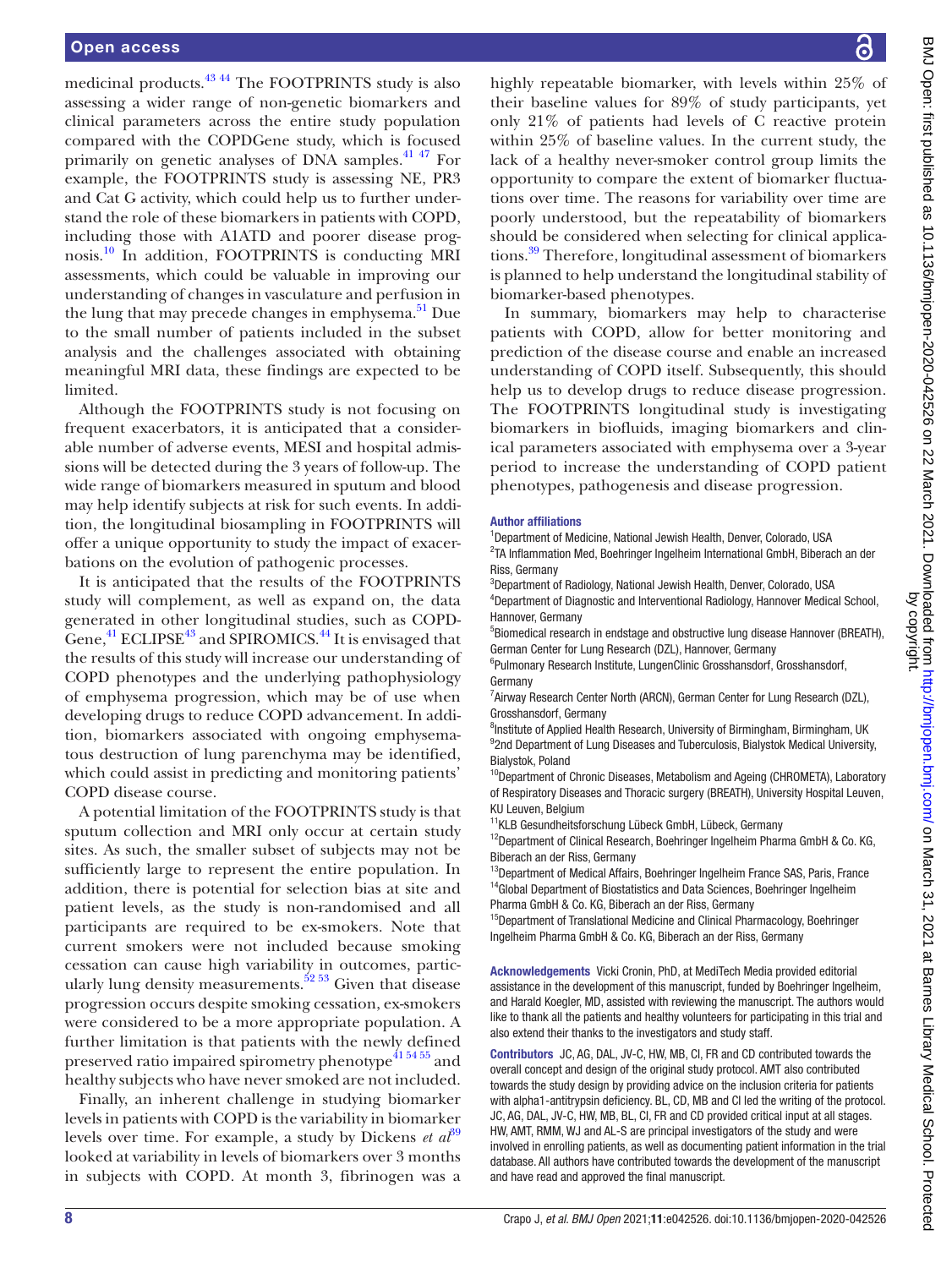medicinal products.[43 44] The FOOTPRINTS study is also assessing a wider range of non-genetic biomarkers and clinical parameters across the entire study population compared with the COPDGene study, which is focused primarily on genetic analyses of DNA samples.[41 47] For example, the FOOTPRINTS study is assessing NE, PR3 and Cat G activity, which could help us to further understand the role of these biomarkers in patients with COPD, including those with A1ATD and poorer disease prognosis.[10] In addition, FOOTPRINTS is conducting MRI assessments, which could be valuable in improving our understanding of changes in vasculature and perfusion in the lung that may precede changes in emphysema.[51] Due to the small number of patients included in the subset analysis and the challenges associated with obtaining meaningful MRI data, these findings are expected to be limited.

Although the FOOTPRINTS study is not focusing on frequent exacerbators, it is anticipated that a considerable number of adverse events, MESI and hospital admissions will be detected during the 3 years of follow-up. The wide range of biomarkers measured in sputum and blood may help identify subjects at risk for such events. In addition, the longitudinal biosampling in FOOTPRINTS will offer a unique opportunity to study the impact of exacerbations on the evolution of pathogenic processes.

It is anticipated that the results of the FOOTPRINTS study will complement, as well as expand on, the data generated in other longitudinal studies, such as COPDGene,[41] ECLIPSE[43] and SPIROMICS.[44] It is envisaged that the results of this study will increase our understanding of COPD phenotypes and the underlying pathophysiology of emphysema progression, which may be of use when developing drugs to reduce COPD advancement. In addition, biomarkers associated with ongoing emphysematous destruction of lung parenchyma may be identified, which could assist in predicting and monitoring patients' COPD disease course.

A potential limitation of the FOOTPRINTS study is that sputum collection and MRI only occur at certain study sites. As such, the smaller subset of subjects may not be sufficiently large to represent the entire population. In addition, there is potential for selection bias at site and patient levels, as the study is non-randomised and all participants are required to be ex-smokers. Note that current smokers were not included because smoking cessation can cause high variability in outcomes, particularly lung density measurements.[52 53] Given that disease progression occurs despite smoking cessation, ex-smokers were considered to be a more appropriate population. A further limitation is that patients with the newly defined preserved ratio impaired spirometry phenotype[41 54 55] and healthy subjects who have never smoked are not included.

Finally, an inherent challenge in studying biomarker levels in patients with COPD is the variability in biomarker levels over time. For example, a study by Dickens *et al*[39] looked at variability in levels of biomarkers over 3 months in subjects with COPD. At month 3, fibrinogen was a highly repeatable biomarker, with levels within 25% of their baseline values for 89% of study participants, yet only 21% of patients had levels of C reactive protein within 25% of baseline values. In the current study, the lack of a healthy never-smoker control group limits the opportunity to compare the extent of biomarker fluctuations over time. The reasons for variability over time are poorly understood, but the repeatability of biomarkers should be considered when selecting for clinical applications.[39] Therefore, longitudinal assessment of biomarkers is planned to help understand the longitudinal stability of biomarker-based phenotypes.

In summary, biomarkers may help to characterise patients with COPD, allow for better monitoring and prediction of the disease course and enable an increased understanding of COPD itself. Subsequently, this should help us to develop drugs to reduce disease progression. The FOOTPRINTS longitudinal study is investigating biomarkers in biofluids, imaging biomarkers and clinical parameters associated with emphysema over a 3-year period to increase the understanding of COPD patient phenotypes, pathogenesis and disease progression.

#### Author affiliations

[1]Department of Medicine, National Jewish Health, Denver, Colorado, USA
[2]TA Inflammation Med, Boehringer Ingelheim International GmbH, Biberach an der Riss, Germany
[3]Department of Radiology, National Jewish Health, Denver, Colorado, USA
[4]Department of Diagnostic and Interventional Radiology, Hannover Medical School, Hannover, Germany
[5]Biomedical research in endstage and obstructive lung disease Hannover (BREATH), German Center for Lung Research (DZL), Hannover, Germany
[6]Pulmonary Research Institute, LungenClinic Grosshansdorf, Grosshansdorf, Germany
[7]Airway Research Center North (ARCN), German Center for Lung Research (DZL), Grosshansdorf, Germany
[8]Institute of Applied Health Research, University of Birmingham, Birmingham, UK
[9]2nd Department of Lung Diseases and Tuberculosis, Bialystok Medical University, Bialystok, Poland
[10]Department of Chronic Diseases, Metabolism and Ageing (CHROMETA), Laboratory of Respiratory Diseases and Thoracic surgery (BREATH), University Hospital Leuven, KU Leuven, Belgium
[11]KLB Gesundheitsforschung Lübeck GmbH, Lübeck, Germany
[12]Department of Clinical Research, Boehringer Ingelheim Pharma GmbH & Co. KG, Biberach an der Riss, Germany
[13]Department of Medical Affairs, Boehringer Ingelheim France SAS, Paris, France
[14]Global Department of Biostatistics and Data Sciences, Boehringer Ingelheim Pharma GmbH & Co. KG, Biberach an der Riss, Germany
[15]Department of Translational Medicine and Clinical Pharmacology, Boehringer Ingelheim Pharma GmbH & Co. KG, Biberach an der Riss, Germany

**Acknowledgements** Vicki Cronin, PhD, at MediTech Media provided editorial assistance in the development of this manuscript, funded by Boehringer Ingelheim, and Harald Koegler, MD, assisted with reviewing the manuscript. The authors would like to thank all the patients and healthy volunteers for participating in this trial and also extend their thanks to the investigators and study staff.

**Contributors** JC, AG, DAL, JV-C, HW, MB, CI, FR and CD contributed towards the overall concept and design of the original study protocol. AMT also contributed towards the study design by providing advice on the inclusion criteria for patients with alpha1-antitrypsin deficiency. BL, CD, MB and CI led the writing of the protocol. JC, AG, DAL, JV-C, HW, MB, BL, CI, FR and CD provided critical input at all stages. HW, AMT, RMM, WJ and AL-S are principal investigators of the study and were involved in enrolling patients, as well as documenting patient information in the trial database. All authors have contributed towards the development of the manuscript and have read and approved the final manuscript.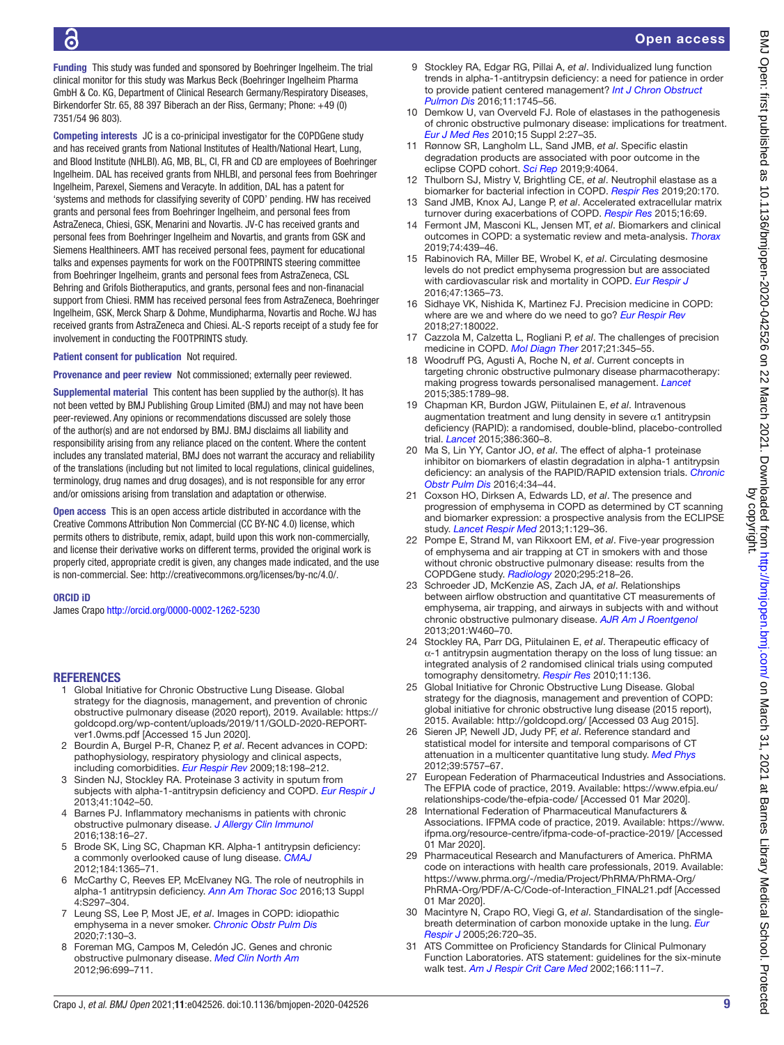**Funding** This study was funded and sponsored by Boehringer Ingelheim. The trial clinical monitor for this study was Markus Beck (Boehringer Ingelheim Pharma GmbH & Co. KG, Department of Clinical Research Germany/Respiratory Diseases, Birkendorfer Str. 65, 88 397 Biberach an der Riss, Germany; Phone: +49 (0) 7351/54 96 803).

**Competing interests** JC is a co-principal investigator for the COPDGene study and has received grants from National Institutes of Health/National Heart, Lung, and Blood Institute (NHLBI). AG, MB, BL, CI, FR and CD are employees of Boehringer Ingelheim. DAL has received grants from NHLBI, and personal fees from Boehringer Ingelheim, Parexel, Siemens and Veracyte. In addition, DAL has a patent for 'systems and methods for classifying severity of COPD' pending. HW has received grants and personal fees from Boehringer Ingelheim, and personal fees from AstraZeneca, Chiesi, GSK, Menarini and Novartis. JV-C has received grants and personal fees from Boehringer Ingelheim and Novartis, and grants from GSK and Siemens Healthineers. AMT has received personal fees, payment for educational talks and expenses payments for work on the FOOTPRINTS steering committee from Boehringer Ingelheim, grants and personal fees from AstraZeneca, CSL Behring and Grifols Biotheraputics, and grants, personal fees and non-finanacial support from Chiesi. RMM has received personal fees from AstraZeneca, Boehringer Ingelheim, GSK, Merck Sharp & Dohme, Mundipharma, Novartis and Roche. WJ has received grants from AstraZeneca and Chiesi. AL-S reports receipt of a study fee for involvement in conducting the FOOTPRINTS study.

**Patient consent for publication** Not required.

**Provenance and peer review** Not commissioned; externally peer reviewed.

**Supplemental material** This content has been supplied by the author(s). It has not been vetted by BMJ Publishing Group Limited (BMJ) and may not have been peer-reviewed. Any opinions or recommendations discussed are solely those of the author(s) and are not endorsed by BMJ. BMJ disclaims all liability and responsibility arising from any reliance placed on the content. Where the content includes any translated material, BMJ does not warrant the accuracy and reliability of the translations (including but not limited to local regulations, clinical guidelines, terminology, drug names and drug dosages), and is not responsible for any error and/or omissions arising from translation and adaptation or otherwise.

**Open access** This is an open access article distributed in accordance with the Creative Commons Attribution Non Commercial (CC BY-NC 4.0) license, which permits others to distribute, remix, adapt, build upon this work non-commercially, and license their derivative works on different terms, provided the original work is properly cited, appropriate credit is given, any changes made indicated, and the use is non-commercial. See: http://creativecommons.org/licenses/by-nc/4.0/.

**ORCID iD**

James Crapo http://orcid.org/0000-0002-1262-5230

## REFERENCES

1. Global Initiative for Chronic Obstructive Lung Disease. Global strategy for the diagnosis, management, and prevention of chronic obstructive pulmonary disease (2020 report), 2019. Available: https://goldcopd.org/wp-content/uploads/2019/11/GOLD-2020-REPORT-ver1.0wms.pdf [Accessed 15 Jun 2020].
2. Bourdin A, Burgel P-R, Chanez P, *et al*. Recent advances in COPD: pathophysiology, respiratory physiology and clinical aspects, including comorbidities. *Eur Respir Rev* 2009;18:198–212.
3. Sinden NJ, Stockley RA. Proteinase 3 activity in sputum from subjects with alpha-1-antitrypsin deficiency and COPD. *Eur Respir J* 2013;41:1042–50.
4. Barnes PJ. Inflammatory mechanisms in patients with chronic obstructive pulmonary disease. *J Allergy Clin Immunol* 2016;138:16–27.
5. Brode SK, Ling SC, Chapman KR. Alpha-1 antitrypsin deficiency: a commonly overlooked cause of lung disease. *CMAJ* 2012;184:1365–71.
6. McCarthy C, Reeves EP, McElvaney NG. The role of neutrophils in alpha-1 antitrypsin deficiency. *Ann Am Thorac Soc* 2016;13 Suppl 4:S297–304.
7. Leung SS, Lee P, Most JE, *et al*. Images in COPD: idiopathic emphysema in a never smoker. *Chronic Obstr Pulm Dis* 2020;7:130–3.
8. Foreman MG, Campos M, Celedón JC. Genes and chronic obstructive pulmonary disease. *Med Clin North Am* 2012;96:699–711.
9. Stockley RA, Edgar RG, Pillai A, *et al*. Individualized lung function trends in alpha-1-antitrypsin deficiency: a need for patience in order to provide patient centered management? *Int J Chron Obstruct Pulmon Dis* 2016;11:1745–56.
10. Demkow U, van Overveld FJ. Role of elastases in the pathogenesis of chronic obstructive pulmonary disease: implications for treatment. *Eur J Med Res* 2010;15 Suppl 2:27–35.
11. Rønnow SR, Langholm LL, Sand JMB, *et al*. Specific elastin degradation products are associated with poor outcome in the eclipse COPD cohort. *Sci Rep* 2019;9:4064.
12. Thulborn SJ, Mistry V, Brightling CE, *et al*. Neutrophil elastase as a biomarker for bacterial infection in COPD. *Respir Res* 2019;20:170.
13. Sand JMB, Knox AJ, Lange P, *et al*. Accelerated extracellular matrix turnover during exacerbations of COPD. *Respir Res* 2015;16:69.
14. Fermont JM, Masconi KL, Jensen MT, *et al*. Biomarkers and clinical outcomes in COPD: a systematic review and meta-analysis. *Thorax* 2019;74:439–46.
15. Rabinovich RA, Miller BE, Wrobel K, *et al*. Circulating desmosine levels do not predict emphysema progression but are associated with cardiovascular risk and mortality in COPD. *Eur Respir J* 2016;47:1365–73.
16. Sidhaye VK, Nishida K, Martinez FJ. Precision medicine in COPD: where are we and where do we need to go? *Eur Respir Rev* 2018;27:180022.
17. Cazzola M, Calzetta L, Rogliani P, *et al*. The challenges of precision medicine in COPD. *Mol Diagn Ther* 2017;21:345–55.
18. Woodruff PG, Agusti A, Roche N, *et al*. Current concepts in targeting chronic obstructive pulmonary disease pharmacotherapy: making progress towards personalised management. *Lancet* 2015;385:1789–98.
19. Chapman KR, Burdon JGW, Piitulainen E, *et al*. Intravenous augmentation treatment and lung density in severe α1 antitrypsin deficiency (RAPID): a randomised, double-blind, placebo-controlled trial. *Lancet* 2015;386:360–8.
20. Ma S, Lin YY, Cantor JO, *et al*. The effect of alpha-1 proteinase inhibitor on biomarkers of elastin degradation in alpha-1 antitrypsin deficiency: an analysis of the RAPID/RAPID extension trials. *Chronic Obstr Pulm Dis* 2016;4:34–44.
21. Coxson HO, Dirksen A, Edwards LD, *et al*. The presence and progression of emphysema in COPD as determined by CT scanning and biomarker expression: a prospective analysis from the ECLIPSE study. *Lancet Respir Med* 2013;1:129–36.
22. Pompe E, Strand M, van Rikxoort EM, *et al*. Five-year progression of emphysema and air trapping at CT in smokers with and those without chronic obstructive pulmonary disease: results from the COPDGene study. *Radiology* 2020;295:218–26.
23. Schroeder JD, McKenzie AS, Zach JA, *et al*. Relationships between airflow obstruction and quantitative CT measurements of emphysema, air trapping, and airways in subjects with and without chronic obstructive pulmonary disease. *AJR Am J Roentgenol* 2013;201:W460–70.
24. Stockley RA, Parr DG, Piitulainen E, *et al*. Therapeutic efficacy of α-1 antitrypsin augmentation therapy on the loss of lung tissue: an integrated analysis of 2 randomised clinical trials using computed tomography densitometry. *Respir Res* 2010;11:136.
25. Global Initiative for Chronic Obstructive Lung Disease. Global strategy for the diagnosis, management and prevention of COPD: global initiative for chronic obstructive lung disease (2015 report), 2015. Available: http://goldcopd.org/ [Accessed 03 Aug 2015].
26. Sieren JP, Newell JD, Judy PF, *et al*. Reference standard and statistical model for intersite and temporal comparisons of CT attenuation in a multicenter quantitative lung study. *Med Phys* 2012;39:5757–67.
27. European Federation of Pharmaceutical Industries and Associations. The EFPIA code of practice, 2019. Available: https://www.efpia.eu/relationships-code/the-efpia-code/ [Accessed 01 Mar 2020].
28. International Federation of Pharmaceutical Manufacturers & Associations. IFPMA code of practice, 2019. Available: https://www.ifpma.org/resource-centre/ifpma-code-of-practice-2019/ [Accessed 01 Mar 2020].
29. Pharmaceutical Research and Manufacturers of America. PhRMA code on interactions with health care professionals, 2019. Available: https://www.phrma.org/-/media/Project/PhRMA/PhRMA-Org/PhRMA-Org/PDF/A-C/Code-of-Interaction_FINAL21.pdf [Accessed 01 Mar 2020].
30. Macintyre N, Crapo RO, Viegi G, *et al*. Standardisation of the single-breath determination of carbon monoxide uptake in the lung. *Eur Respir J* 2005;26:720–35.
31. ATS Committee on Proficiency Standards for Clinical Pulmonary Function Laboratories. ATS statement: guidelines for the six-minute walk test. *Am J Respir Crit Care Med* 2002;166:111–7.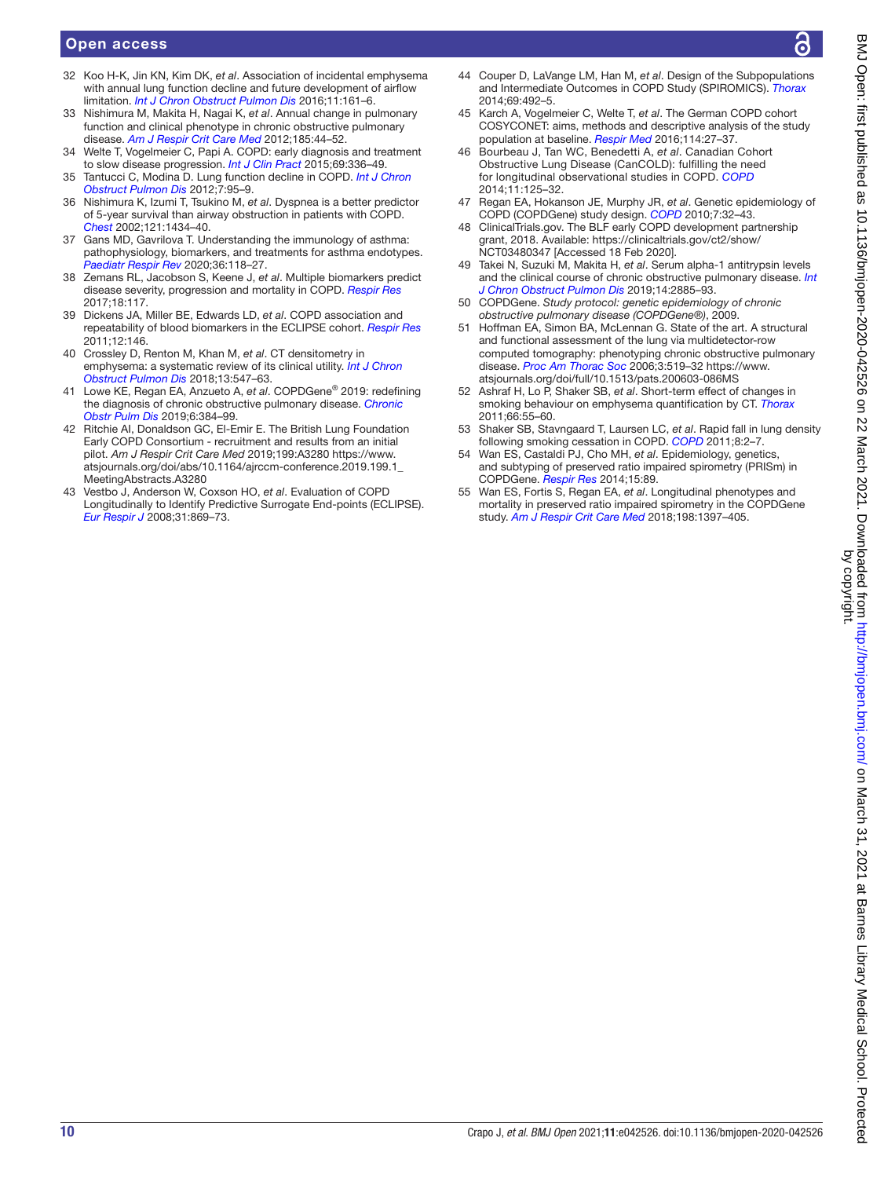32 Koo H-K, Jin KN, Kim DK, *et al*. Association of incidental emphysema with annual lung function decline and future development of airflow limitation. *Int J Chron Obstruct Pulmon Dis* 2016;11:161–6.
33 Nishimura M, Makita H, Nagai K, *et al*. Annual change in pulmonary function and clinical phenotype in chronic obstructive pulmonary disease. *Am J Respir Crit Care Med* 2012;185:44–52.
34 Welte T, Vogelmeier C, Papi A. COPD: early diagnosis and treatment to slow disease progression. *Int J Clin Pract* 2015;69:336–49.
35 Tantucci C, Modina D. Lung function decline in COPD. *Int J Chron Obstruct Pulmon Dis* 2012;7:95–9.
36 Nishimura K, Izumi T, Tsukino M, *et al*. Dyspnea is a better predictor of 5-year survival than airway obstruction in patients with COPD. *Chest* 2002;121:1434–40.
37 Gans MD, Gavrilova T. Understanding the immunology of asthma: pathophysiology, biomarkers, and treatments for asthma endotypes. *Paediatr Respir Rev* 2020;36:118–27.
38 Zemans RL, Jacobson S, Keene J, *et al*. Multiple biomarkers predict disease severity, progression and mortality in COPD. *Respir Res* 2017;18:117.
39 Dickens JA, Miller BE, Edwards LD, *et al*. COPD association and repeatability of blood biomarkers in the ECLIPSE cohort. *Respir Res* 2011;12:146.
40 Crossley D, Renton M, Khan M, *et al*. CT densitometry in emphysema: a systematic review of its clinical utility. *Int J Chron Obstruct Pulmon Dis* 2018;13:547–63.
41 Lowe KE, Regan EA, Anzueto A, *et al*. COPDGene® 2019: redefining the diagnosis of chronic obstructive pulmonary disease. *Chronic Obstr Pulm Dis* 2019;6:384–99.
42 Ritchie AI, Donaldson GC, El-Emir E. The British Lung Foundation Early COPD Consortium - recruitment and results from an initial pilot. *Am J Respir Crit Care Med* 2019;199:A3280 https://www.atsjournals.org/doi/abs/10.1164/ajrccm-conference.2019.199.1_MeetingAbstracts.A3280
43 Vestbo J, Anderson W, Coxson HO, *et al*. Evaluation of COPD Longitudinally to Identify Predictive Surrogate End-points (ECLIPSE). *Eur Respir J* 2008;31:869–73.
44 Couper D, LaVange LM, Han M, *et al*. Design of the Subpopulations and Intermediate Outcomes in COPD Study (SPIROMICS). *Thorax* 2014;69:492–5.
45 Karch A, Vogelmeier C, Welte T, *et al*. The German COPD cohort COSYCONET: aims, methods and descriptive analysis of the study population at baseline. *Respir Med* 2016;114:27–37.
46 Bourbeau J, Tan WC, Benedetti A, *et al*. Canadian Cohort Obstructive Lung Disease (CanCOLD): fulfilling the need for longitudinal observational studies in COPD. *COPD* 2014;11:125–32.
47 Regan EA, Hokanson JE, Murphy JR, *et al*. Genetic epidemiology of COPD (COPDGene) study design. *COPD* 2010;7:32–43.
48 ClinicalTrials.gov. The BLF early COPD development partnership grant, 2018. Available: https://clinicaltrials.gov/ct2/show/NCT03480347 [Accessed 18 Feb 2020].
49 Takei N, Suzuki M, Makita H, *et al*. Serum alpha-1 antitrypsin levels and the clinical course of chronic obstructive pulmonary disease. *Int J Chron Obstruct Pulmon Dis* 2019;14:2885–93.
50 COPDGene. *Study protocol: genetic epidemiology of chronic obstructive pulmonary disease (COPDGene®)*, 2009.
51 Hoffman EA, Simon BA, McLennan G. State of the art. A structural and functional assessment of the lung via multidetector-row computed tomography: phenotyping chronic obstructive pulmonary disease. *Proc Am Thorac Soc* 2006;3:519–32 https://www.atsjournals.org/doi/full/10.1513/pats.200603-086MS
52 Ashraf H, Lo P, Shaker SB, *et al*. Short-term effect of changes in smoking behaviour on emphysema quantification by CT. *Thorax* 2011;66:55–60.
53 Shaker SB, Stavngaard T, Laursen LC, *et al*. Rapid fall in lung density following smoking cessation in COPD. *COPD* 2011;8:2–7.
54 Wan ES, Castaldi PJ, Cho MH, *et al*. Epidemiology, genetics, and subtyping of preserved ratio impaired spirometry (PRISm) in COPDGene. *Respir Res* 2014;15:89.
55 Wan ES, Fortis S, Regan EA, *et al*. Longitudinal phenotypes and mortality in preserved ratio impaired spirometry in the COPDGene study. *Am J Respir Crit Care Med* 2018;198:1397–405.